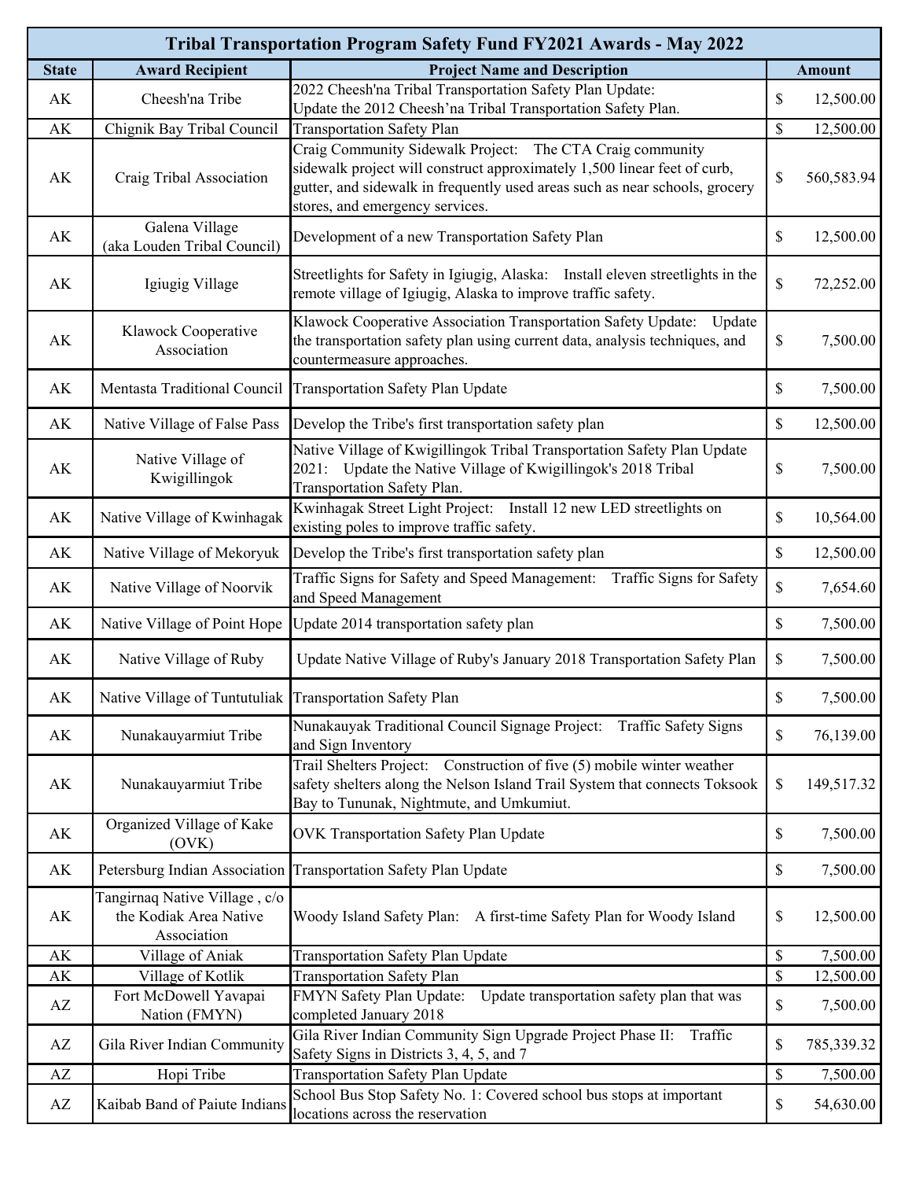| Tribal Transportation Program Safety Fund FY2021 Awards - May 2022 | | | |
|---|---|---|---|
| **State** | **Award Recipient** | **Project Name and Description** | **Amount** |
| AK | Cheesh'na Tribe | 2022 Cheesh'na Tribal Transportation Safety Plan Update: Update the 2012 Cheesh'na Tribal Transportation Safety Plan. | $ 12,500.00 |
| AK | Chignik Bay Tribal Council | Transportation Safety Plan | $ 12,500.00 |
| AK | Craig Tribal Association | Craig Community Sidewalk Project: The CTA Craig community sidewalk project will construct approximately 1,500 linear feet of curb, gutter, and sidewalk in frequently used areas such as near schools, grocery stores, and emergency services. | $ 560,583.94 |
| AK | Galena Village (aka Louden Tribal Council) | Development of a new Transportation Safety Plan | $ 12,500.00 |
| AK | Igiugig Village | Streetlights for Safety in Igiugig, Alaska: Install eleven streetlights in the remote village of Igiugig, Alaska to improve traffic safety. | $ 72,252.00 |
| AK | Klawock Cooperative Association | Klawock Cooperative Association Transportation Safety Update: Update the transportation safety plan using current data, analysis techniques, and countermeasure approaches. | $ 7,500.00 |
| AK | Mentasta Traditional Council | Transportation Safety Plan Update | $ 7,500.00 |
| AK | Native Village of False Pass | Develop the Tribe's first transportation safety plan | $ 12,500.00 |
| AK | Native Village of Kwigillingok | Native Village of Kwigillingok Tribal Transportation Safety Plan Update 2021: Update the Native Village of Kwigillingok's 2018 Tribal Transportation Safety Plan. | $ 7,500.00 |
| AK | Native Village of Kwinhagak | Kwinhagak Street Light Project: Install 12 new LED streetlights on existing poles to improve traffic safety. | $ 10,564.00 |
| AK | Native Village of Mekoryuk | Develop the Tribe's first transportation safety plan | $ 12,500.00 |
| AK | Native Village of Noorvik | Traffic Signs for Safety and Speed Management: Traffic Signs for Safety and Speed Management | $ 7,654.60 |
| AK | Native Village of Point Hope | Update 2014 transportation safety plan | $ 7,500.00 |
| AK | Native Village of Ruby | Update Native Village of Ruby's January 2018 Transportation Safety Plan | $ 7,500.00 |
| AK | Native Village of Tuntutuliak | Transportation Safety Plan | $ 7,500.00 |
| AK | Nunakauyarmiut Tribe | Nunakauyak Traditional Council Signage Project: Traffic Safety Signs and Sign Inventory | $ 76,139.00 |
| AK | Nunakauyarmiut Tribe | Trail Shelters Project: Construction of five (5) mobile winter weather safety shelters along the Nelson Island Trail System that connects Toksook Bay to Tununak, Nightmute, and Umkumiut. | $ 149,517.32 |
| AK | Organized Village of Kake (OVK) | OVK Transportation Safety Plan Update | $ 7,500.00 |
| AK | Petersburg Indian Association | Transportation Safety Plan Update | $ 7,500.00 |
| AK | Tangirnaq Native Village , c/o the Kodiak Area Native Association | Woody Island Safety Plan: A first-time Safety Plan for Woody Island | $ 12,500.00 |
| AK | Village of Aniak | Transportation Safety Plan Update | $ 7,500.00 |
| AK | Village of Kotlik | Transportation Safety Plan | $ 12,500.00 |
| AZ | Fort McDowell Yavapai Nation (FMYN) | FMYN Safety Plan Update: Update transportation safety plan that was completed January 2018 | $ 7,500.00 |
| AZ | Gila River Indian Community | Gila River Indian Community Sign Upgrade Project Phase II: Traffic Safety Signs in Districts 3, 4, 5, and 7 | $ 785,339.32 |
| AZ | Hopi Tribe | Transportation Safety Plan Update | $ 7,500.00 |
| AZ | Kaibab Band of Paiute Indians | School Bus Stop Safety No. 1: Covered school bus stops at important locations across the reservation | $ 54,630.00 |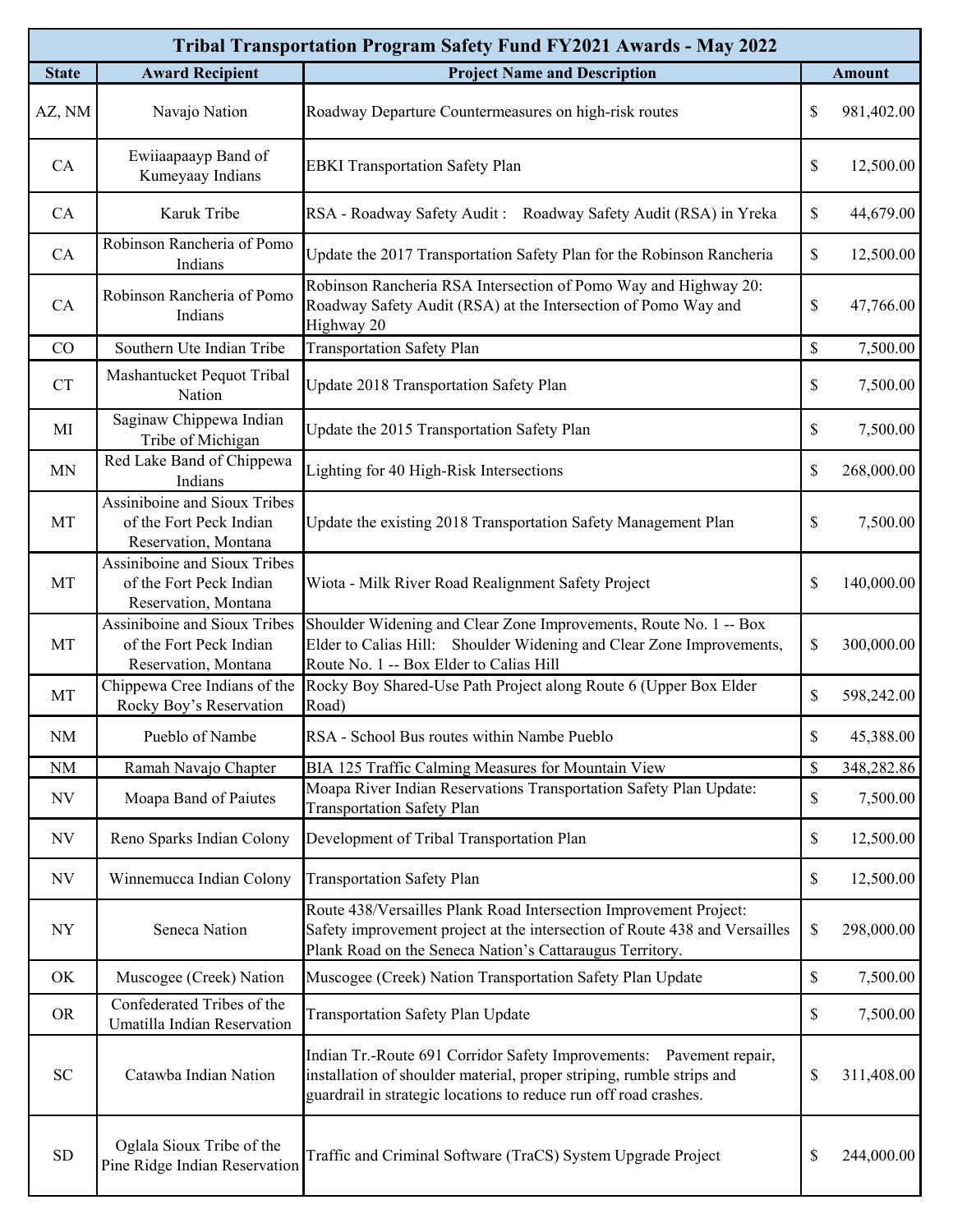| Tribal Transportation Program Safety Fund FY2021 Awards - May 2022 | | | |
|---|---|---|---|
| **State** | **Award Recipient** | **Project Name and Description** | **Amount** |
| AZ, NM | Navajo Nation | Roadway Departure Countermeasures on high-risk routes | $ 981,402.00 |
| CA | Ewiiaapaayp Band of Kumeyaay Indians | EBKI Transportation Safety Plan | $ 12,500.00 |
| CA | Karuk Tribe | RSA - Roadway Safety Audit : Roadway Safety Audit (RSA) in Yreka | $ 44,679.00 |
| CA | Robinson Rancheria of Pomo Indians | Update the 2017 Transportation Safety Plan for the Robinson Rancheria | $ 12,500.00 |
| CA | Robinson Rancheria of Pomo Indians | Robinson Rancheria RSA Intersection of Pomo Way and Highway 20: Roadway Safety Audit (RSA) at the Intersection of Pomo Way and Highway 20 | $ 47,766.00 |
| CO | Southern Ute Indian Tribe | Transportation Safety Plan | $ 7,500.00 |
| CT | Mashantucket Pequot Tribal Nation | Update 2018 Transportation Safety Plan | $ 7,500.00 |
| MI | Saginaw Chippewa Indian Tribe of Michigan | Update the 2015 Transportation Safety Plan | $ 7,500.00 |
| MN | Red Lake Band of Chippewa Indians | Lighting for 40 High-Risk Intersections | $ 268,000.00 |
| MT | Assiniboine and Sioux Tribes of the Fort Peck Indian Reservation, Montana | Update the existing 2018 Transportation Safety Management Plan | $ 7,500.00 |
| MT | Assiniboine and Sioux Tribes of the Fort Peck Indian Reservation, Montana | Wiota - Milk River Road Realignment Safety Project | $ 140,000.00 |
| MT | Assiniboine and Sioux Tribes of the Fort Peck Indian Reservation, Montana | Shoulder Widening and Clear Zone Improvements, Route No. 1 -- Box Elder to Calias Hill: Shoulder Widening and Clear Zone Improvements, Route No. 1 -- Box Elder to Calias Hill | $ 300,000.00 |
| MT | Chippewa Cree Indians of the Rocky Boy's Reservation | Rocky Boy Shared-Use Path Project along Route 6 (Upper Box Elder Road) | $ 598,242.00 |
| NM | Pueblo of Nambe | RSA - School Bus routes within Nambe Pueblo | $ 45,388.00 |
| NM | Ramah Navajo Chapter | BIA 125 Traffic Calming Measures for Mountain View | $ 348,282.86 |
| NV | Moapa Band of Paiutes | Moapa River Indian Reservations Transportation Safety Plan Update: Transportation Safety Plan | $ 7,500.00 |
| NV | Reno Sparks Indian Colony | Development of Tribal Transportation Plan | $ 12,500.00 |
| NV | Winnemucca Indian Colony | Transportation Safety Plan | $ 12,500.00 |
| NY | Seneca Nation | Route 438/Versailles Plank Road Intersection Improvement Project: Safety improvement project at the intersection of Route 438 and Versailles Plank Road on the Seneca Nation's Cattaraugus Territory. | $ 298,000.00 |
| OK | Muscogee (Creek) Nation | Muscogee (Creek) Nation Transportation Safety Plan Update | $ 7,500.00 |
| OR | Confederated Tribes of the Umatilla Indian Reservation | Transportation Safety Plan Update | $ 7,500.00 |
| SC | Catawba Indian Nation | Indian Tr.-Route 691 Corridor Safety Improvements: Pavement repair, installation of shoulder material, proper striping, rumble strips and guardrail in strategic locations to reduce run off road crashes. | $ 311,408.00 |
| SD | Oglala Sioux Tribe of the Pine Ridge Indian Reservation | Traffic and Criminal Software (TraCS) System Upgrade Project | $ 244,000.00 |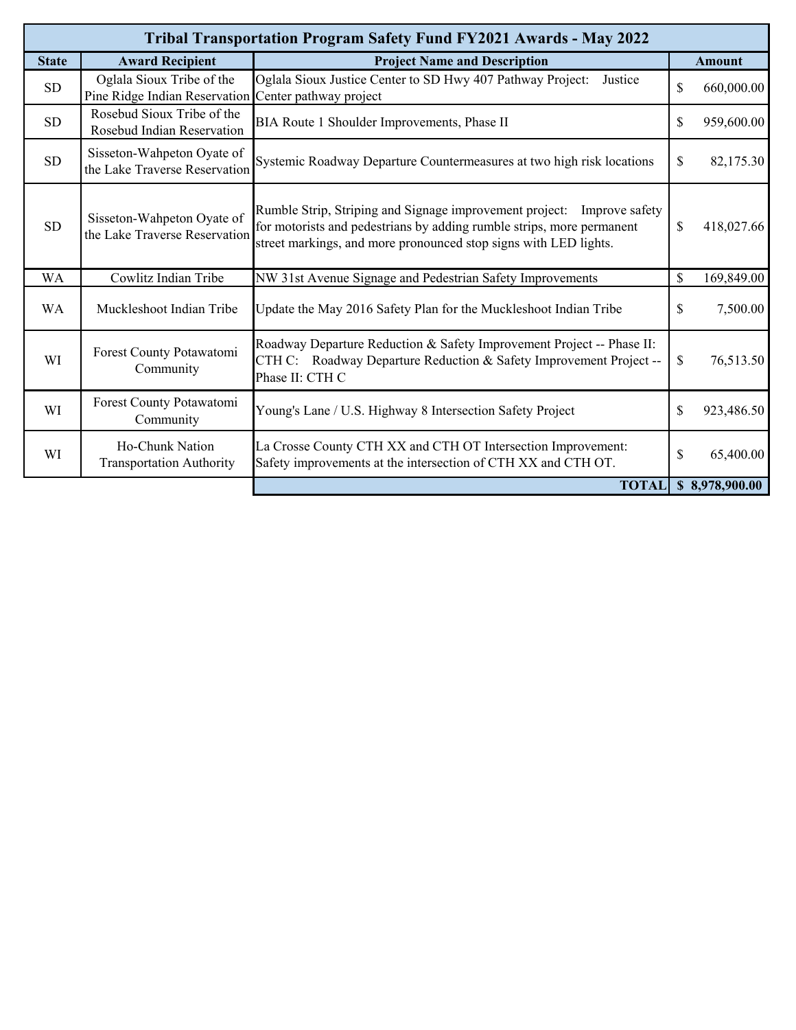| Tribal Transportation Program Safety Fund FY2021 Awards - May 2022 | | | |
|---|---|---|---|
| **State** | **Award Recipient** | **Project Name and Description** | **Amount** |
| SD | Oglala Sioux Tribe of the Pine Ridge Indian Reservation | Oglala Sioux Justice Center to SD Hwy 407 Pathway Project: Justice Center pathway project | $ 660,000.00 |
| SD | Rosebud Sioux Tribe of the Rosebud Indian Reservation | BIA Route 1 Shoulder Improvements, Phase II | $ 959,600.00 |
| SD | Sisseton-Wahpeton Oyate of the Lake Traverse Reservation | Systemic Roadway Departure Countermeasures at two high risk locations | $ 82,175.30 |
| SD | Sisseton-Wahpeton Oyate of the Lake Traverse Reservation | Rumble Strip, Striping and Signage improvement project: Improve safety for motorists and pedestrians by adding rumble strips, more permanent street markings, and more pronounced stop signs with LED lights. | $ 418,027.66 |
| WA | Cowlitz Indian Tribe | NW 31st Avenue Signage and Pedestrian Safety Improvements | $ 169,849.00 |
| WA | Muckleshoot Indian Tribe | Update the May 2016 Safety Plan for the Muckleshoot Indian Tribe | $ 7,500.00 |
| WI | Forest County Potawatomi Community | Roadway Departure Reduction & Safety Improvement Project -- Phase II: CTH C: Roadway Departure Reduction & Safety Improvement Project -- Phase II: CTH C | $ 76,513.50 |
| WI | Forest County Potawatomi Community | Young's Lane / U.S. Highway 8 Intersection Safety Project | $ 923,486.50 |
| WI | Ho-Chunk Nation Transportation Authority | La Crosse County CTH XX and CTH OT Intersection Improvement: Safety improvements at the intersection of CTH XX and CTH OT. | $ 65,400.00 |
| | | **TOTAL** | **$ 8,978,900.00** |